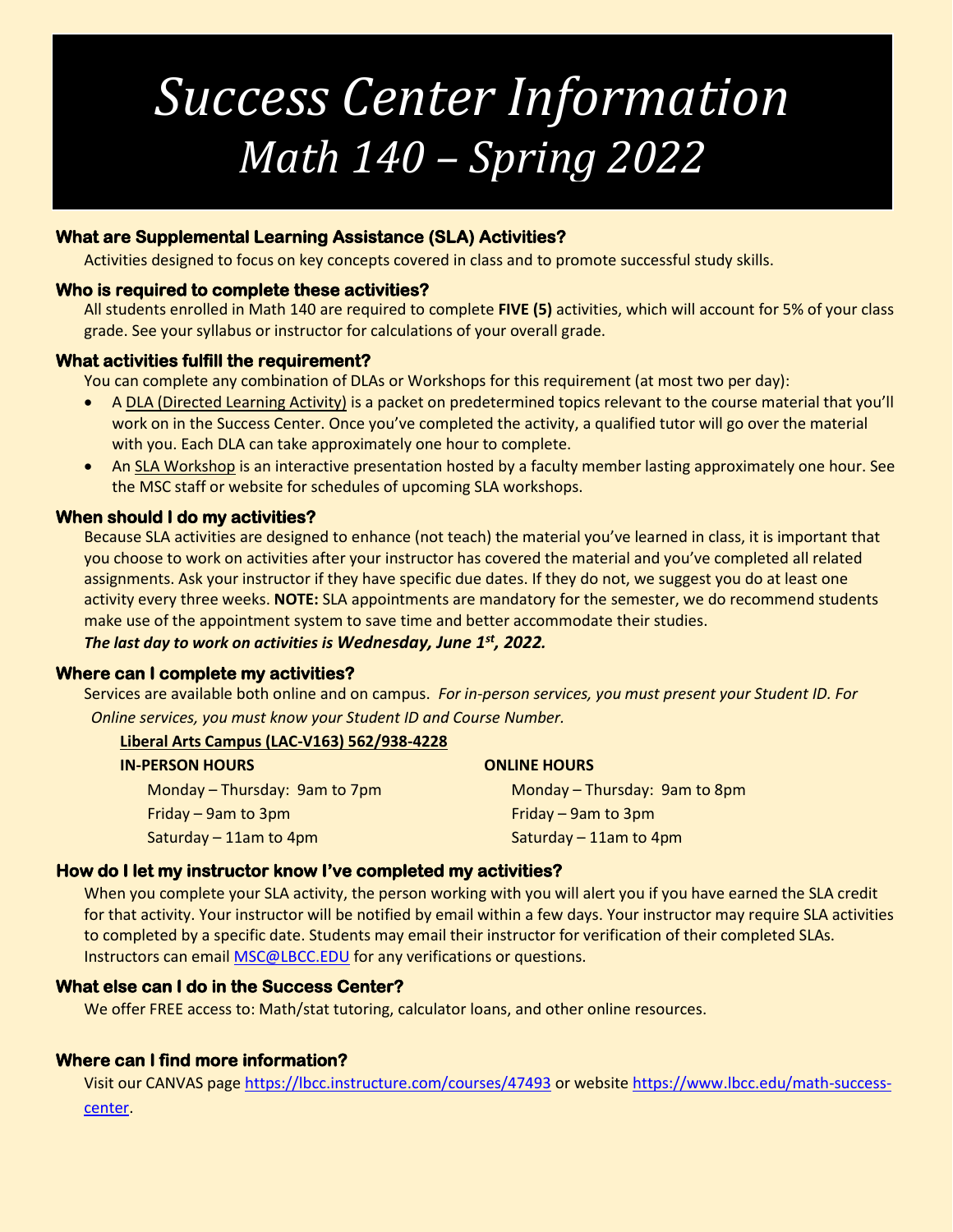# *Success Center Information*
## *Math 140 – Spring 2022*

### What are Supplemental Learning Assistance (SLA) Activities?

Activities designed to focus on key concepts covered in class and to promote successful study skills.

### Who is required to complete these activities?

All students enrolled in Math 140 are required to complete **FIVE (5)** activities, which will account for 5% of your class grade. See your syllabus or instructor for calculations of your overall grade.

### What activities fulfill the requirement?

You can complete any combination of DLAs or Workshops for this requirement (at most two per day):

- A <u>DLA (Directed Learning Activity)</u> is a packet on predetermined topics relevant to the course material that you'll work on in the Success Center. Once you've completed the activity, a qualified tutor will go over the material with you. Each DLA can take approximately one hour to complete.
- An <u>SLA Workshop</u> is an interactive presentation hosted by a faculty member lasting approximately one hour. See the MSC staff or website for schedules of upcoming SLA workshops.

### When should I do my activities?

Because SLA activities are designed to enhance (not teach) the material you've learned in class, it is important that you choose to work on activities after your instructor has covered the material and you've completed all related assignments. Ask your instructor if they have specific due dates. If they do not, we suggest you do at least one activity every three weeks. **NOTE:** SLA appointments are mandatory for the semester, we do recommend students make use of the appointment system to save time and better accommodate their studies.

***The last day to work on activities is Wednesday, June 1st, 2022.***

### Where can I complete my activities?

Services are available both online and on campus. *For in-person services, you must present your Student ID. For Online services, you must know your Student ID and Course Number.*

**<u>Liberal Arts Campus (LAC-V163) 562/938-4228</u>**

**IN-PERSON HOURS**

Monday – Thursday: 9am to 7pm
Friday – 9am to 3pm
Saturday – 11am to 4pm

**ONLINE HOURS**

Monday – Thursday: 9am to 8pm
Friday – 9am to 3pm
Saturday – 11am to 4pm

### How do I let my instructor know I've completed my activities?

When you complete your SLA activity, the person working with you will alert you if you have earned the SLA credit for that activity. Your instructor will be notified by email within a few days. Your instructor may require SLA activities to completed by a specific date. Students may email their instructor for verification of their completed SLAs. Instructors can email MSC@LBCC.EDU for any verifications or questions.

### What else can I do in the Success Center?

We offer FREE access to: Math/stat tutoring, calculator loans, and other online resources.

### Where can I find more information?

Visit our CANVAS page https://lbcc.instructure.com/courses/47493 or website https://www.lbcc.edu/math-success-center.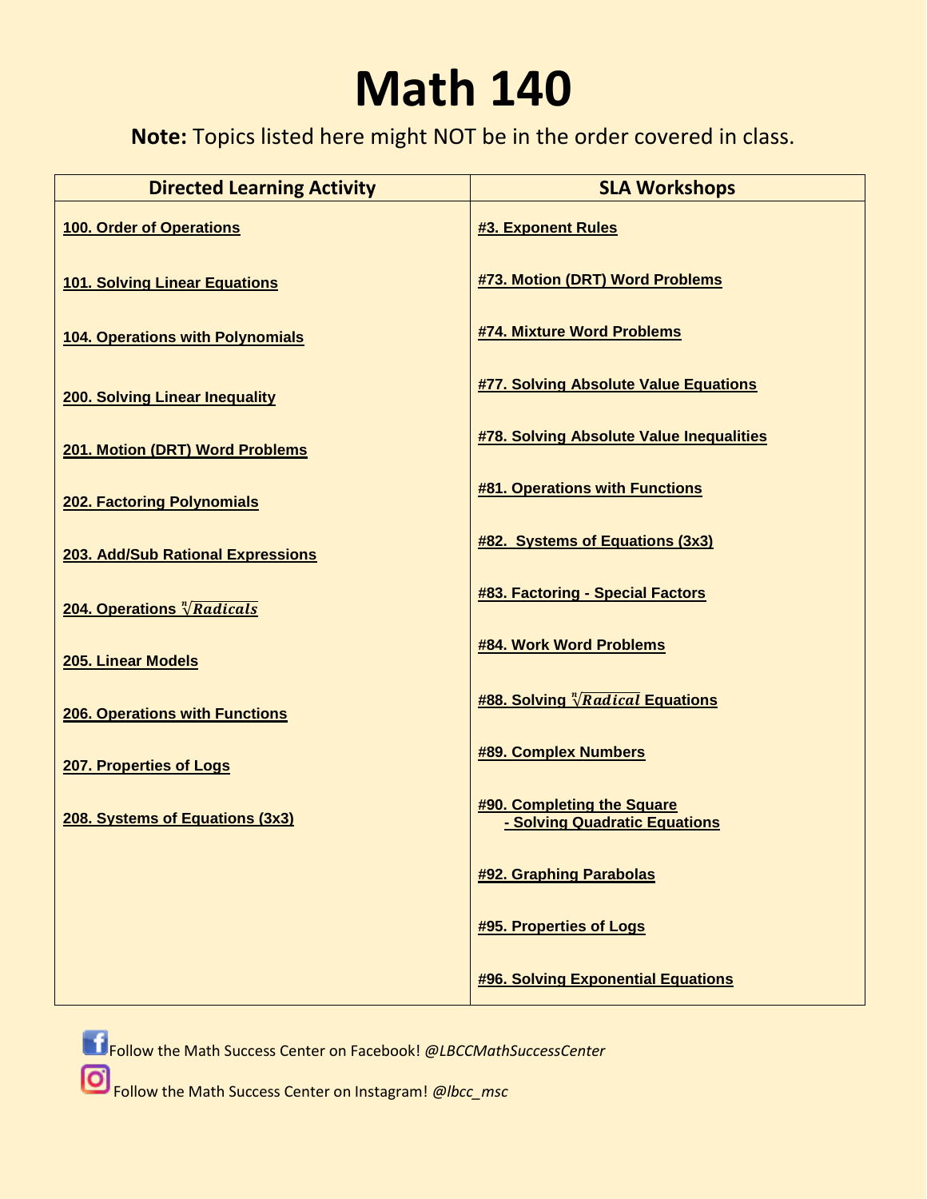# Math 140

**Note:** Topics listed here might NOT be in the order covered in class.

| Directed Learning Activity | SLA Workshops |
|---|---|
| **100. Order of Operations** | **#3. Exponent Rules** |
| **101. Solving Linear Equations** | **#73. Motion (DRT) Word Problems** |
| **104. Operations with Polynomials** | **#74. Mixture Word Problems** |
| **200. Solving Linear Inequality** | **#77. Solving Absolute Value Equations** |
| **201. Motion (DRT) Word Problems** | **#78. Solving Absolute Value Inequalities** |
| **202. Factoring Polynomials** | **#81. Operations with Functions** |
| **203. Add/Sub Rational Expressions** | **#82. Systems of Equations (3x3)** |
| **204. Operations $\sqrt[n]{Radicals}$** | **#83. Factoring - Special Factors** |
| **205. Linear Models** | **#84. Work Word Problems** |
| **206. Operations with Functions** | **#88. Solving $\sqrt[n]{Radical}$ Equations** |
| **207. Properties of Logs** | **#89. Complex Numbers** |
| **208. Systems of Equations (3x3)** | **#90. Completing the Square - Solving Quadratic Equations** |
| | **#92. Graphing Parabolas** |
| | **#95. Properties of Logs** |
| | **#96. Solving Exponential Equations** |

Follow the Math Success Center on Facebook! *@LBCCMathSuccessCenter*

Follow the Math Success Center on Instagram! *@lbcc_msc*